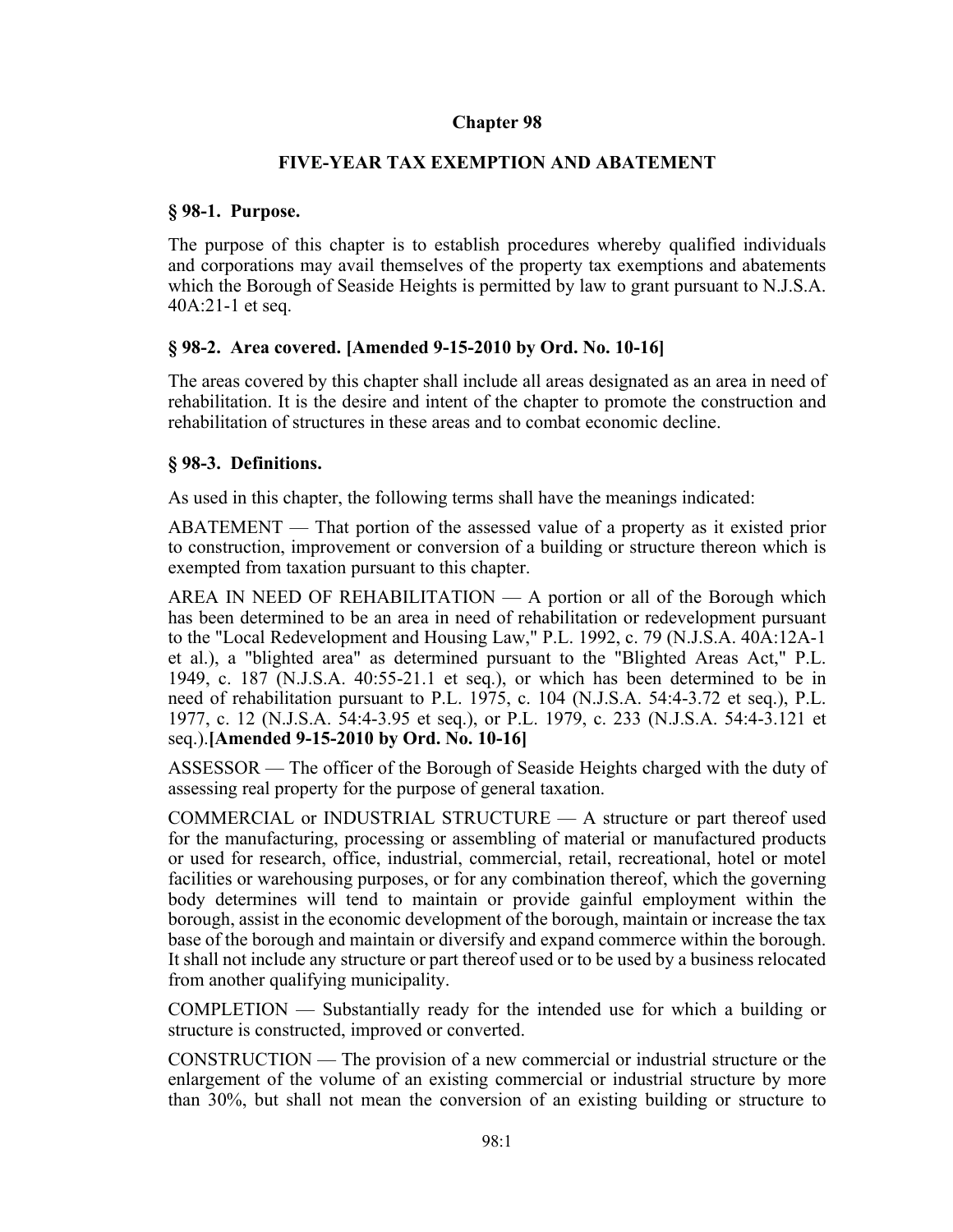# Chapter 98

## FIVE-YEAR TAX EXEMPTION AND ABATEMENT

### § 98-1. Purpose.

The purpose of this chapter is to establish procedures whereby qualified individuals and corporations may avail themselves of the property tax exemptions and abatements which the Borough of Seaside Heights is permitted by law to grant pursuant to N.J.S.A. 40A:21-1 et seq.

### § 98-2. Area covered. [Amended 9-15-2010 by Ord. No. 10-16]

The areas covered by this chapter shall include all areas designated as an area in need of rehabilitation. It is the desire and intent of the chapter to promote the construction and rehabilitation of structures in these areas and to combat economic decline.

### § 98-3. Definitions.

As used in this chapter, the following terms shall have the meanings indicated:

ABATEMENT — That portion of the assessed value of a property as it existed prior to construction, improvement or conversion of a building or structure thereon which is exempted from taxation pursuant to this chapter.

AREA IN NEED OF REHABILITATION — A portion or all of the Borough which has been determined to be an area in need of rehabilitation or redevelopment pursuant to the "Local Redevelopment and Housing Law," P.L. 1992, c. 79 (N.J.S.A. 40A:12A-1 et al.), a "blighted area" as determined pursuant to the "Blighted Areas Act," P.L. 1949, c. 187 (N.J.S.A. 40:55-21.1 et seq.), or which has been determined to be in need of rehabilitation pursuant to P.L. 1975, c. 104 (N.J.S.A. 54:4-3.72 et seq.), P.L. 1977, c. 12 (N.J.S.A. 54:4-3.95 et seq.), or P.L. 1979, c. 233 (N.J.S.A. 54:4-3.121 et seq.).**[Amended 9-15-2010 by Ord. No. 10-16]**

ASSESSOR — The officer of the Borough of Seaside Heights charged with the duty of assessing real property for the purpose of general taxation.

COMMERCIAL or INDUSTRIAL STRUCTURE — A structure or part thereof used for the manufacturing, processing or assembling of material or manufactured products or used for research, office, industrial, commercial, retail, recreational, hotel or motel facilities or warehousing purposes, or for any combination thereof, which the governing body determines will tend to maintain or provide gainful employment within the borough, assist in the economic development of the borough, maintain or increase the tax base of the borough and maintain or diversify and expand commerce within the borough. It shall not include any structure or part thereof used or to be used by a business relocated from another qualifying municipality.

COMPLETION — Substantially ready for the intended use for which a building or structure is constructed, improved or converted.

CONSTRUCTION — The provision of a new commercial or industrial structure or the enlargement of the volume of an existing commercial or industrial structure by more than 30%, but shall not mean the conversion of an existing building or structure to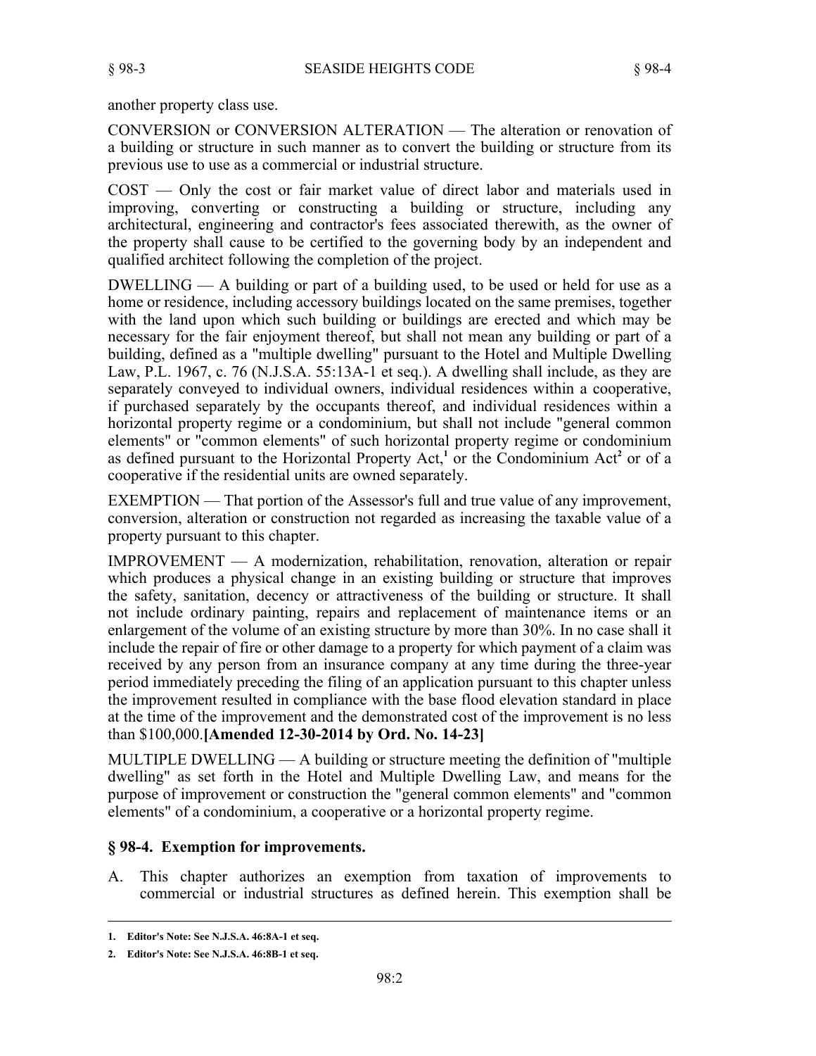another property class use.

CONVERSION or CONVERSION ALTERATION — The alteration or renovation of a building or structure in such manner as to convert the building or structure from its previous use to use as a commercial or industrial structure.

COST — Only the cost or fair market value of direct labor and materials used in improving, converting or constructing a building or structure, including any architectural, engineering and contractor's fees associated therewith, as the owner of the property shall cause to be certified to the governing body by an independent and qualified architect following the completion of the project.

DWELLING — A building or part of a building used, to be used or held for use as a home or residence, including accessory buildings located on the same premises, together with the land upon which such building or buildings are erected and which may be necessary for the fair enjoyment thereof, but shall not mean any building or part of a building, defined as a "multiple dwelling" pursuant to the Hotel and Multiple Dwelling Law, P.L. 1967, c. 76 (N.J.S.A. 55:13A-1 et seq.). A dwelling shall include, as they are separately conveyed to individual owners, individual residences within a cooperative, if purchased separately by the occupants thereof, and individual residences within a horizontal property regime or a condominium, but shall not include "general common elements" or "common elements" of such horizontal property regime or condominium as defined pursuant to the Horizontal Property Act,[1] or the Condominium Act[2] or of a cooperative if the residential units are owned separately.

EXEMPTION — That portion of the Assessor's full and true value of any improvement, conversion, alteration or construction not regarded as increasing the taxable value of a property pursuant to this chapter.

IMPROVEMENT — A modernization, rehabilitation, renovation, alteration or repair which produces a physical change in an existing building or structure that improves the safety, sanitation, decency or attractiveness of the building or structure. It shall not include ordinary painting, repairs and replacement of maintenance items or an enlargement of the volume of an existing structure by more than 30%. In no case shall it include the repair of fire or other damage to a property for which payment of a claim was received by any person from an insurance company at any time during the three-year period immediately preceding the filing of an application pursuant to this chapter unless the improvement resulted in compliance with the base flood elevation standard in place at the time of the improvement and the demonstrated cost of the improvement is no less than $100,000.**[Amended 12-30-2014 by Ord. No. 14-23]**

MULTIPLE DWELLING — A building or structure meeting the definition of "multiple dwelling" as set forth in the Hotel and Multiple Dwelling Law, and means for the purpose of improvement or construction the "general common elements" and "common elements" of a condominium, a cooperative or a horizontal property regime.

## § 98-4. Exemption for improvements.

A. This chapter authorizes an exemption from taxation of improvements to commercial or industrial structures as defined herein. This exemption shall be

---

**1. Editor's Note: See N.J.S.A. 46:8A-1 et seq.**

**2. Editor's Note: See N.J.S.A. 46:8B-1 et seq.**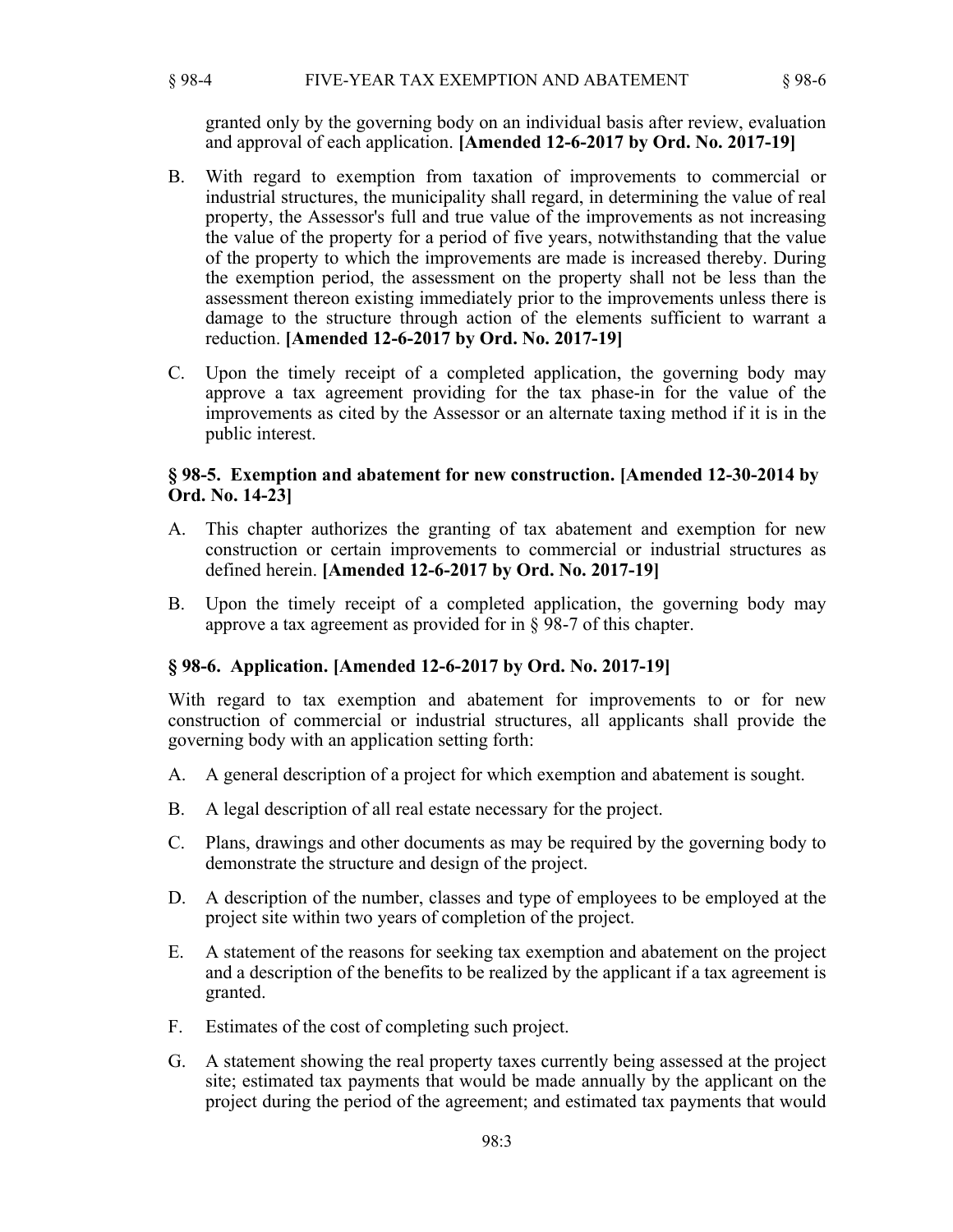granted only by the governing body on an individual basis after review, evaluation and approval of each application. **[Amended 12-6-2017 by Ord. No. 2017-19]**

B. With regard to exemption from taxation of improvements to commercial or industrial structures, the municipality shall regard, in determining the value of real property, the Assessor's full and true value of the improvements as not increasing the value of the property for a period of five years, notwithstanding that the value of the property to which the improvements are made is increased thereby. During the exemption period, the assessment on the property shall not be less than the assessment thereon existing immediately prior to the improvements unless there is damage to the structure through action of the elements sufficient to warrant a reduction. **[Amended 12-6-2017 by Ord. No. 2017-19]**

C. Upon the timely receipt of a completed application, the governing body may approve a tax agreement providing for the tax phase-in for the value of the improvements as cited by the Assessor or an alternate taxing method if it is in the public interest.

### § 98-5. Exemption and abatement for new construction. [Amended 12-30-2014 by Ord. No. 14-23]

A. This chapter authorizes the granting of tax abatement and exemption for new construction or certain improvements to commercial or industrial structures as defined herein. **[Amended 12-6-2017 by Ord. No. 2017-19]**

B. Upon the timely receipt of a completed application, the governing body may approve a tax agreement as provided for in § 98-7 of this chapter.

### § 98-6. Application. [Amended 12-6-2017 by Ord. No. 2017-19]

With regard to tax exemption and abatement for improvements to or for new construction of commercial or industrial structures, all applicants shall provide the governing body with an application setting forth:

A. A general description of a project for which exemption and abatement is sought.

B. A legal description of all real estate necessary for the project.

C. Plans, drawings and other documents as may be required by the governing body to demonstrate the structure and design of the project.

D. A description of the number, classes and type of employees to be employed at the project site within two years of completion of the project.

E. A statement of the reasons for seeking tax exemption and abatement on the project and a description of the benefits to be realized by the applicant if a tax agreement is granted.

F. Estimates of the cost of completing such project.

G. A statement showing the real property taxes currently being assessed at the project site; estimated tax payments that would be made annually by the applicant on the project during the period of the agreement; and estimated tax payments that would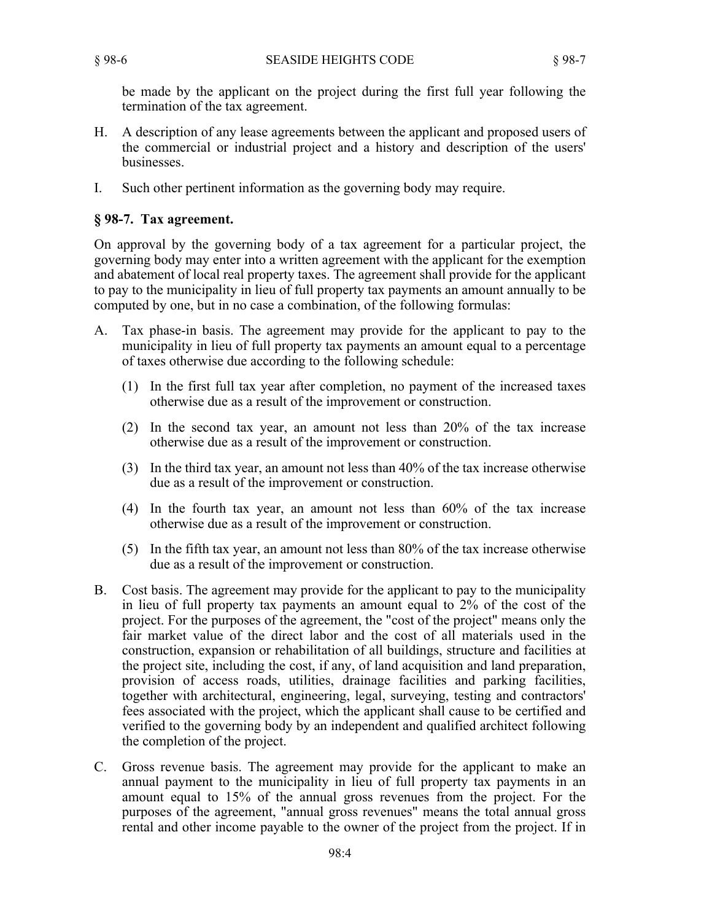be made by the applicant on the project during the first full year following the termination of the tax agreement.

H. A description of any lease agreements between the applicant and proposed users of the commercial or industrial project and a history and description of the users' businesses.

I. Such other pertinent information as the governing body may require.

### § 98-7. Tax agreement.

On approval by the governing body of a tax agreement for a particular project, the governing body may enter into a written agreement with the applicant for the exemption and abatement of local real property taxes. The agreement shall provide for the applicant to pay to the municipality in lieu of full property tax payments an amount annually to be computed by one, but in no case a combination, of the following formulas:

A. Tax phase-in basis. The agreement may provide for the applicant to pay to the municipality in lieu of full property tax payments an amount equal to a percentage of taxes otherwise due according to the following schedule:

   (1) In the first full tax year after completion, no payment of the increased taxes otherwise due as a result of the improvement or construction.

   (2) In the second tax year, an amount not less than 20% of the tax increase otherwise due as a result of the improvement or construction.

   (3) In the third tax year, an amount not less than 40% of the tax increase otherwise due as a result of the improvement or construction.

   (4) In the fourth tax year, an amount not less than 60% of the tax increase otherwise due as a result of the improvement or construction.

   (5) In the fifth tax year, an amount not less than 80% of the tax increase otherwise due as a result of the improvement or construction.

B. Cost basis. The agreement may provide for the applicant to pay to the municipality in lieu of full property tax payments an amount equal to 2% of the cost of the project. For the purposes of the agreement, the "cost of the project" means only the fair market value of the direct labor and the cost of all materials used in the construction, expansion or rehabilitation of all buildings, structure and facilities at the project site, including the cost, if any, of land acquisition and land preparation, provision of access roads, utilities, drainage facilities and parking facilities, together with architectural, engineering, legal, surveying, testing and contractors' fees associated with the project, which the applicant shall cause to be certified and verified to the governing body by an independent and qualified architect following the completion of the project.

C. Gross revenue basis. The agreement may provide for the applicant to make an annual payment to the municipality in lieu of full property tax payments in an amount equal to 15% of the annual gross revenues from the project. For the purposes of the agreement, "annual gross revenues" means the total annual gross rental and other income payable to the owner of the project from the project. If in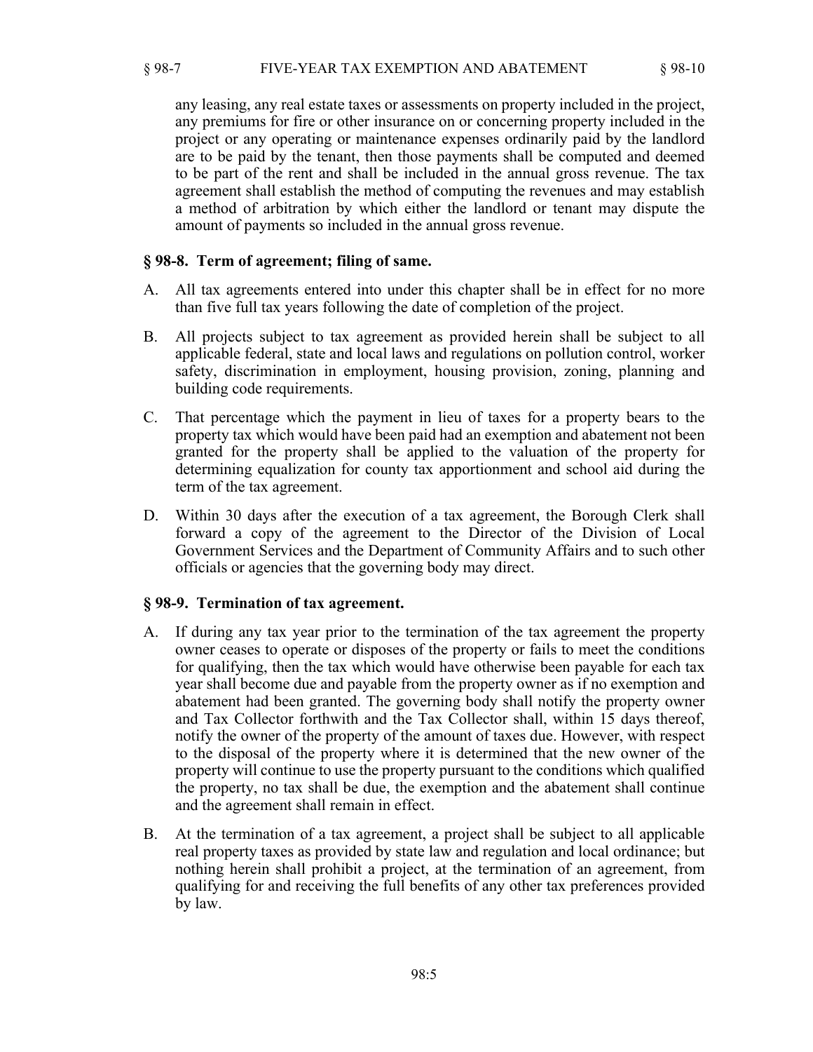any leasing, any real estate taxes or assessments on property included in the project, any premiums for fire or other insurance on or concerning property included in the project or any operating or maintenance expenses ordinarily paid by the landlord are to be paid by the tenant, then those payments shall be computed and deemed to be part of the rent and shall be included in the annual gross revenue. The tax agreement shall establish the method of computing the revenues and may establish a method of arbitration by which either the landlord or tenant may dispute the amount of payments so included in the annual gross revenue.

## § 98-8. Term of agreement; filing of same.

A. All tax agreements entered into under this chapter shall be in effect for no more than five full tax years following the date of completion of the project.

B. All projects subject to tax agreement as provided herein shall be subject to all applicable federal, state and local laws and regulations on pollution control, worker safety, discrimination in employment, housing provision, zoning, planning and building code requirements.

C. That percentage which the payment in lieu of taxes for a property bears to the property tax which would have been paid had an exemption and abatement not been granted for the property shall be applied to the valuation of the property for determining equalization for county tax apportionment and school aid during the term of the tax agreement.

D. Within 30 days after the execution of a tax agreement, the Borough Clerk shall forward a copy of the agreement to the Director of the Division of Local Government Services and the Department of Community Affairs and to such other officials or agencies that the governing body may direct.

## § 98-9. Termination of tax agreement.

A. If during any tax year prior to the termination of the tax agreement the property owner ceases to operate or disposes of the property or fails to meet the conditions for qualifying, then the tax which would have otherwise been payable for each tax year shall become due and payable from the property owner as if no exemption and abatement had been granted. The governing body shall notify the property owner and Tax Collector forthwith and the Tax Collector shall, within 15 days thereof, notify the owner of the property of the amount of taxes due. However, with respect to the disposal of the property where it is determined that the new owner of the property will continue to use the property pursuant to the conditions which qualified the property, no tax shall be due, the exemption and the abatement shall continue and the agreement shall remain in effect.

B. At the termination of a tax agreement, a project shall be subject to all applicable real property taxes as provided by state law and regulation and local ordinance; but nothing herein shall prohibit a project, at the termination of an agreement, from qualifying for and receiving the full benefits of any other tax preferences provided by law.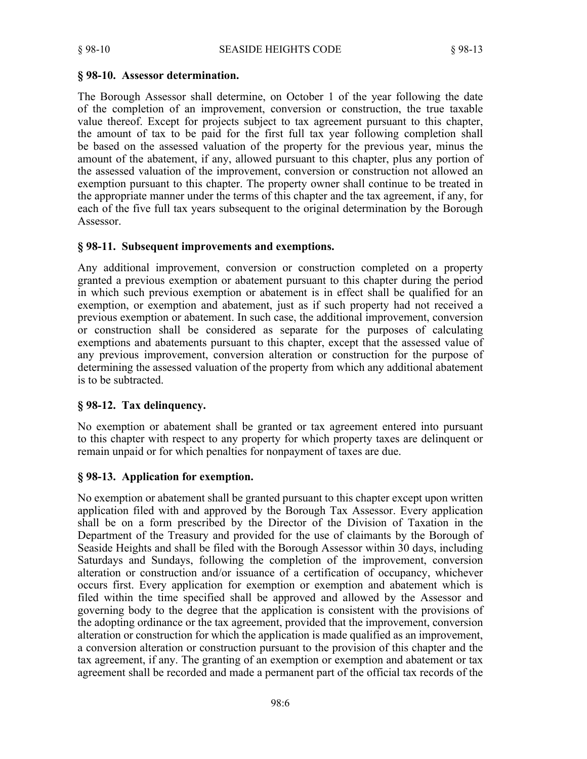### § 98-10. Assessor determination.

The Borough Assessor shall determine, on October 1 of the year following the date of the completion of an improvement, conversion or construction, the true taxable value thereof. Except for projects subject to tax agreement pursuant to this chapter, the amount of tax to be paid for the first full tax year following completion shall be based on the assessed valuation of the property for the previous year, minus the amount of the abatement, if any, allowed pursuant to this chapter, plus any portion of the assessed valuation of the improvement, conversion or construction not allowed an exemption pursuant to this chapter. The property owner shall continue to be treated in the appropriate manner under the terms of this chapter and the tax agreement, if any, for each of the five full tax years subsequent to the original determination by the Borough Assessor.

### § 98-11. Subsequent improvements and exemptions.

Any additional improvement, conversion or construction completed on a property granted a previous exemption or abatement pursuant to this chapter during the period in which such previous exemption or abatement is in effect shall be qualified for an exemption, or exemption and abatement, just as if such property had not received a previous exemption or abatement. In such case, the additional improvement, conversion or construction shall be considered as separate for the purposes of calculating exemptions and abatements pursuant to this chapter, except that the assessed value of any previous improvement, conversion alteration or construction for the purpose of determining the assessed valuation of the property from which any additional abatement is to be subtracted.

### § 98-12. Tax delinquency.

No exemption or abatement shall be granted or tax agreement entered into pursuant to this chapter with respect to any property for which property taxes are delinquent or remain unpaid or for which penalties for nonpayment of taxes are due.

### § 98-13. Application for exemption.

No exemption or abatement shall be granted pursuant to this chapter except upon written application filed with and approved by the Borough Tax Assessor. Every application shall be on a form prescribed by the Director of the Division of Taxation in the Department of the Treasury and provided for the use of claimants by the Borough of Seaside Heights and shall be filed with the Borough Assessor within 30 days, including Saturdays and Sundays, following the completion of the improvement, conversion alteration or construction and/or issuance of a certification of occupancy, whichever occurs first. Every application for exemption or exemption and abatement which is filed within the time specified shall be approved and allowed by the Assessor and governing body to the degree that the application is consistent with the provisions of the adopting ordinance or the tax agreement, provided that the improvement, conversion alteration or construction for which the application is made qualified as an improvement, a conversion alteration or construction pursuant to the provision of this chapter and the tax agreement, if any. The granting of an exemption or exemption and abatement or tax agreement shall be recorded and made a permanent part of the official tax records of the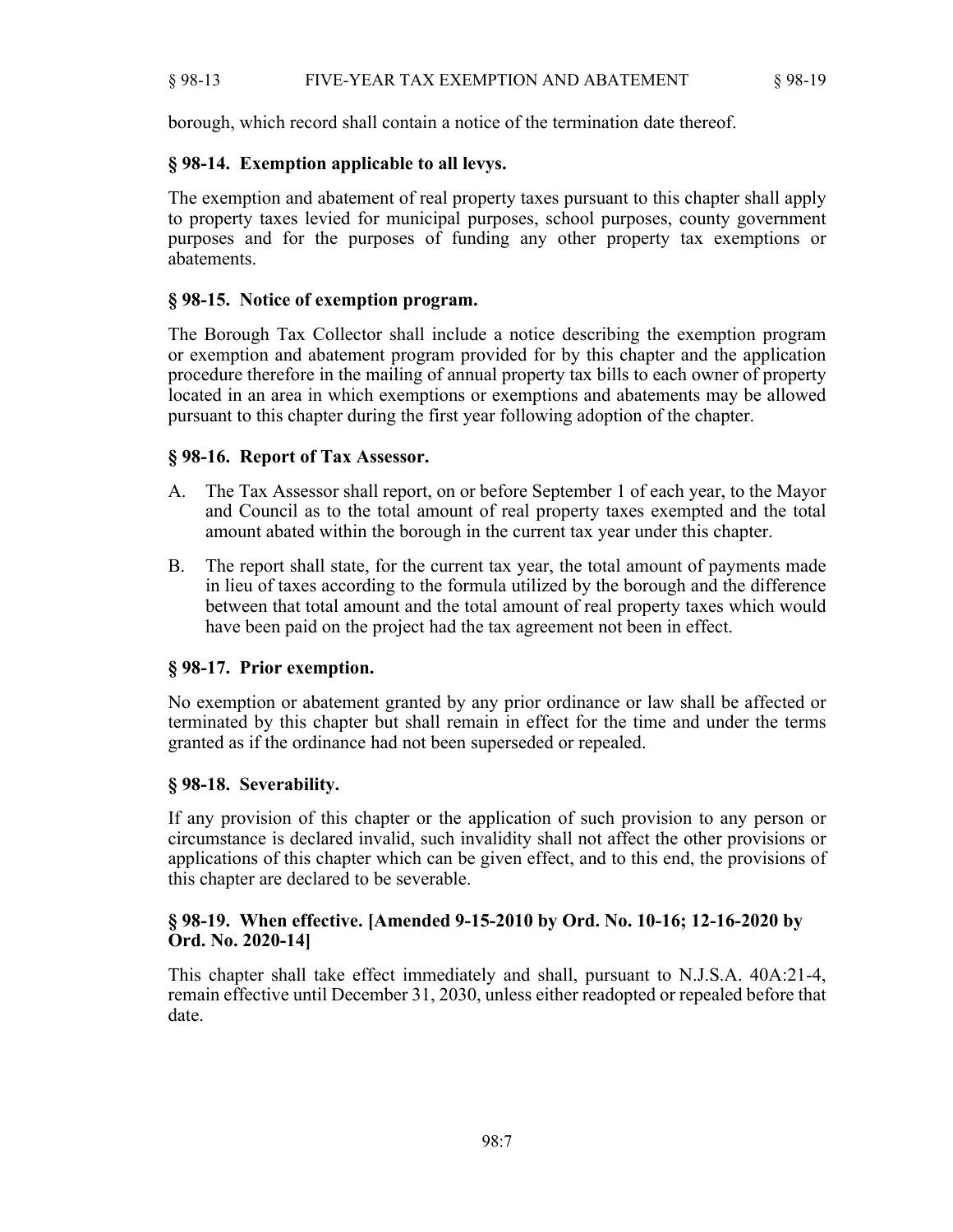borough, which record shall contain a notice of the termination date thereof.

### § 98-14. Exemption applicable to all levys.

The exemption and abatement of real property taxes pursuant to this chapter shall apply to property taxes levied for municipal purposes, school purposes, county government purposes and for the purposes of funding any other property tax exemptions or abatements.

### § 98-15. Notice of exemption program.

The Borough Tax Collector shall include a notice describing the exemption program or exemption and abatement program provided for by this chapter and the application procedure therefore in the mailing of annual property tax bills to each owner of property located in an area in which exemptions or exemptions and abatements may be allowed pursuant to this chapter during the first year following adoption of the chapter.

### § 98-16. Report of Tax Assessor.

A. The Tax Assessor shall report, on or before September 1 of each year, to the Mayor and Council as to the total amount of real property taxes exempted and the total amount abated within the borough in the current tax year under this chapter.

B. The report shall state, for the current tax year, the total amount of payments made in lieu of taxes according to the formula utilized by the borough and the difference between that total amount and the total amount of real property taxes which would have been paid on the project had the tax agreement not been in effect.

### § 98-17. Prior exemption.

No exemption or abatement granted by any prior ordinance or law shall be affected or terminated by this chapter but shall remain in effect for the time and under the terms granted as if the ordinance had not been superseded or repealed.

### § 98-18. Severability.

If any provision of this chapter or the application of such provision to any person or circumstance is declared invalid, such invalidity shall not affect the other provisions or applications of this chapter which can be given effect, and to this end, the provisions of this chapter are declared to be severable.

### § 98-19. When effective. [Amended 9-15-2010 by Ord. No. 10-16; 12-16-2020 by Ord. No. 2020-14]

This chapter shall take effect immediately and shall, pursuant to N.J.S.A. 40A:21-4, remain effective until December 31, 2030, unless either readopted or repealed before that date.